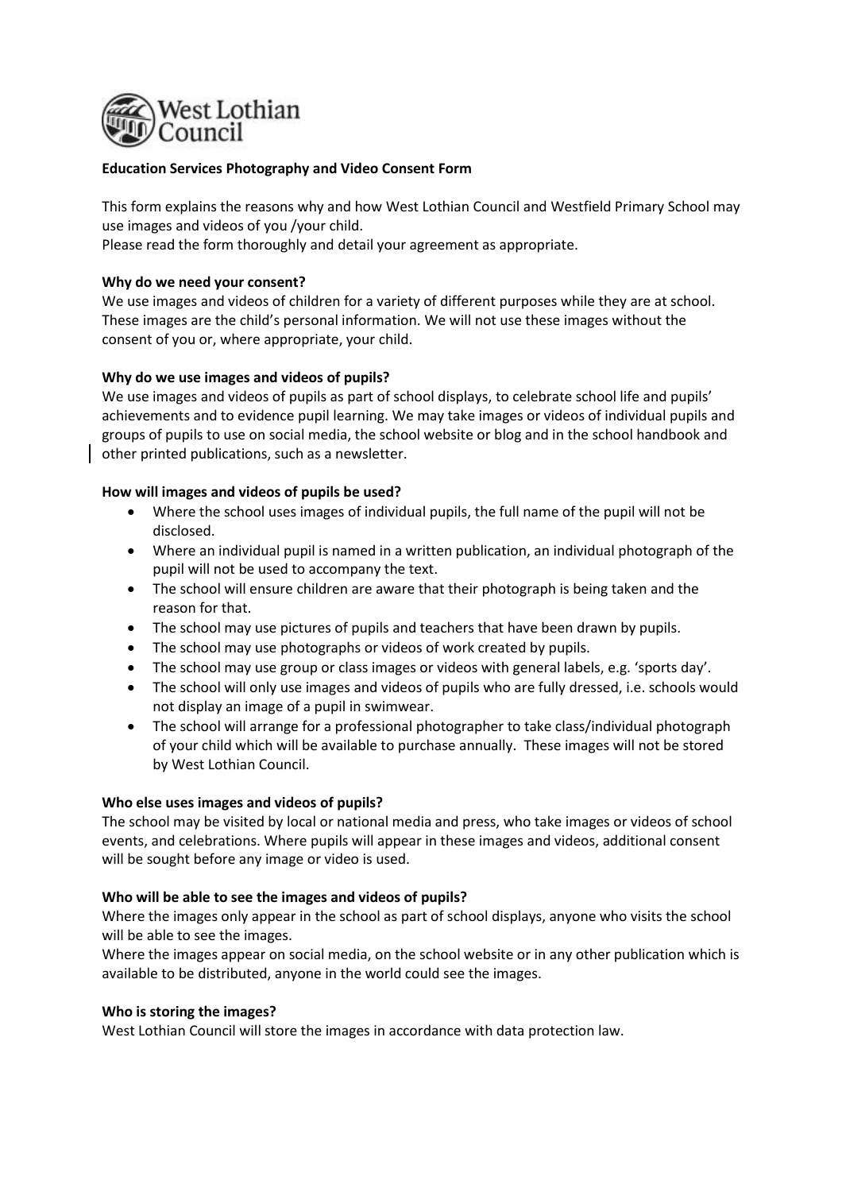West Lothian Council

**Education Services Photography and Video Consent Form**

This form explains the reasons why and how West Lothian Council and Westfield Primary School may use images and videos of you /your child.
Please read the form thoroughly and detail your agreement as appropriate.

**Why do we need your consent?**

We use images and videos of children for a variety of different purposes while they are at school. These images are the child's personal information. We will not use these images without the consent of you or, where appropriate, your child.

**Why do we use images and videos of pupils?**

We use images and videos of pupils as part of school displays, to celebrate school life and pupils' achievements and to evidence pupil learning. We may take images or videos of individual pupils and groups of pupils to use on social media, the school website or blog and in the school handbook and other printed publications, such as a newsletter.

**How will images and videos of pupils be used?**

- Where the school uses images of individual pupils, the full name of the pupil will not be disclosed.
- Where an individual pupil is named in a written publication, an individual photograph of the pupil will not be used to accompany the text.
- The school will ensure children are aware that their photograph is being taken and the reason for that.
- The school may use pictures of pupils and teachers that have been drawn by pupils.
- The school may use photographs or videos of work created by pupils.
- The school may use group or class images or videos with general labels, e.g. 'sports day'.
- The school will only use images and videos of pupils who are fully dressed, i.e. schools would not display an image of a pupil in swimwear.
- The school will arrange for a professional photographer to take class/individual photograph of your child which will be available to purchase annually. These images will not be stored by West Lothian Council.

**Who else uses images and videos of pupils?**

The school may be visited by local or national media and press, who take images or videos of school events, and celebrations. Where pupils will appear in these images and videos, additional consent will be sought before any image or video is used.

**Who will be able to see the images and videos of pupils?**

Where the images only appear in the school as part of school displays, anyone who visits the school will be able to see the images.
Where the images appear on social media, on the school website or in any other publication which is available to be distributed, anyone in the world could see the images.

**Who is storing the images?**

West Lothian Council will store the images in accordance with data protection law.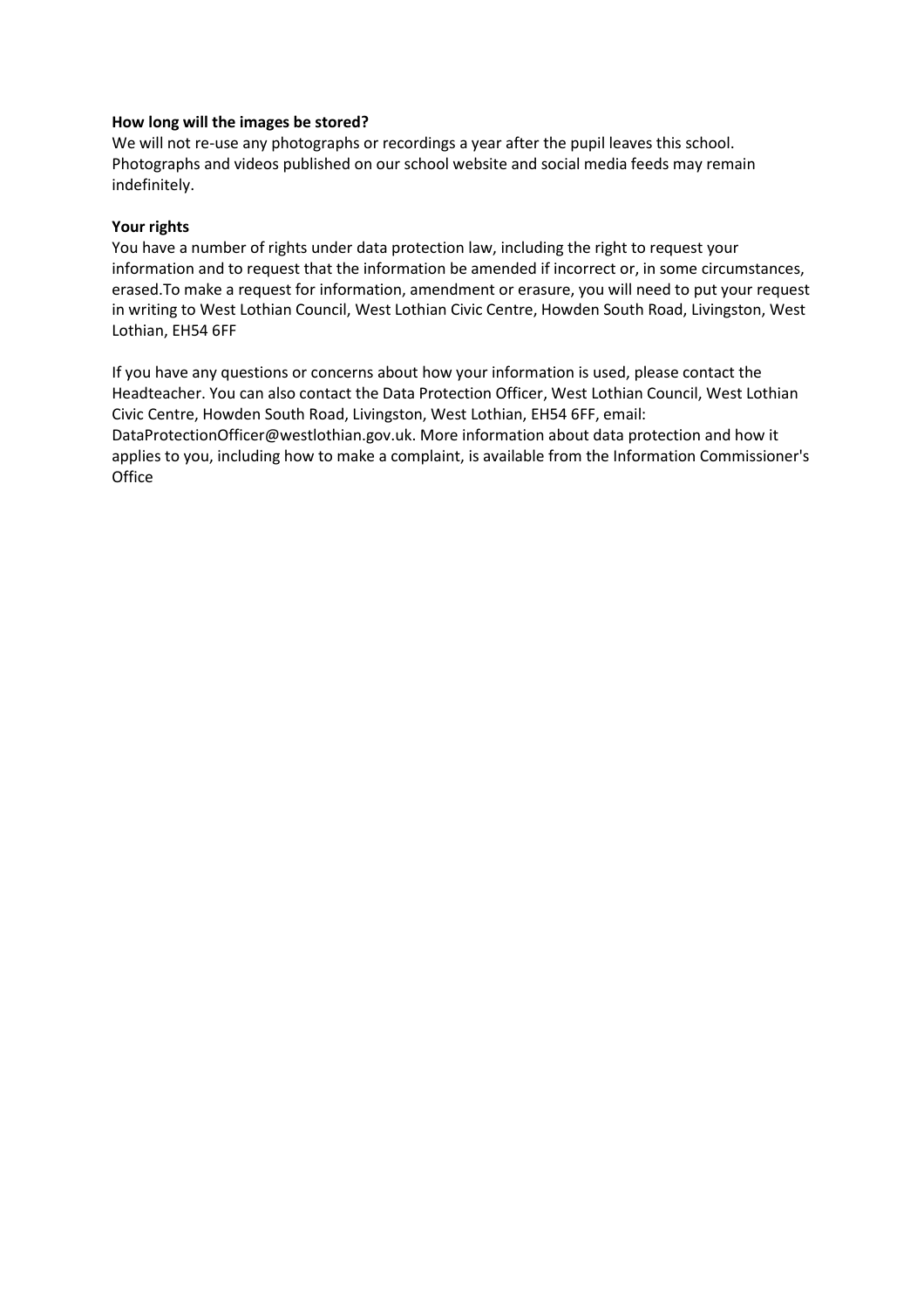**How long will the images be stored?**

We will not re-use any photographs or recordings a year after the pupil leaves this school. Photographs and videos published on our school website and social media feeds may remain indefinitely.

**Your rights**

You have a number of rights under data protection law, including the right to request your information and to request that the information be amended if incorrect or, in some circumstances, erased.To make a request for information, amendment or erasure, you will need to put your request in writing to West Lothian Council, West Lothian Civic Centre, Howden South Road, Livingston, West Lothian, EH54 6FF

If you have any questions or concerns about how your information is used, please contact the Headteacher. You can also contact the Data Protection Officer, West Lothian Council, West Lothian Civic Centre, Howden South Road, Livingston, West Lothian, EH54 6FF, email: DataProtectionOfficer@westlothian.gov.uk. More information about data protection and how it applies to you, including how to make a complaint, is available from the Information Commissioner's Office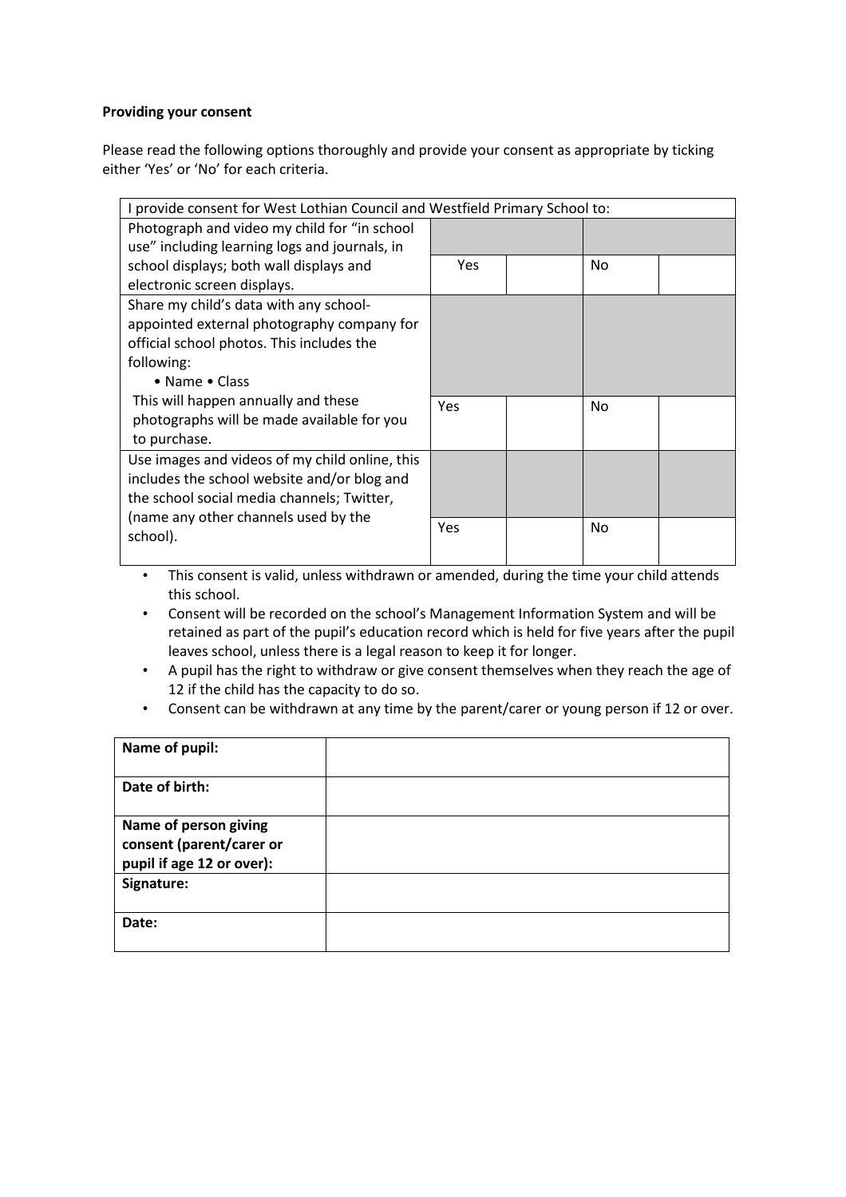**Providing your consent**

Please read the following options thoroughly and provide your consent as appropriate by ticking either 'Yes' or 'No' for each criteria.

| I provide consent for West Lothian Council and Westfield Primary School to: | | | | |
|---|---|---|---|---|
| Photograph and video my child for "in school use" including learning logs and journals, in school displays; both wall displays and electronic screen displays. | Yes | | No | |
| Share my child's data with any school-appointed external photography company for official school photos. This includes the following: • Name • Class<br>This will happen annually and these photographs will be made available for you to purchase. | Yes | | No | |
| Use images and videos of my child online, this includes the school website and/or blog and the school social media channels; Twitter, (name any other channels used by the school). | Yes | | No | |

- This consent is valid, unless withdrawn or amended, during the time your child attends this school.
- Consent will be recorded on the school's Management Information System and will be retained as part of the pupil's education record which is held for five years after the pupil leaves school, unless there is a legal reason to keep it for longer.
- A pupil has the right to withdraw or give consent themselves when they reach the age of 12 if the child has the capacity to do so.
- Consent can be withdrawn at any time by the parent/carer or young person if 12 or over.

| | |
|---|---|
| **Name of pupil:** | |
| **Date of birth:** | |
| **Name of person giving consent (parent/carer or pupil if age 12 or over):** | |
| **Signature:** | |
| **Date:** | |